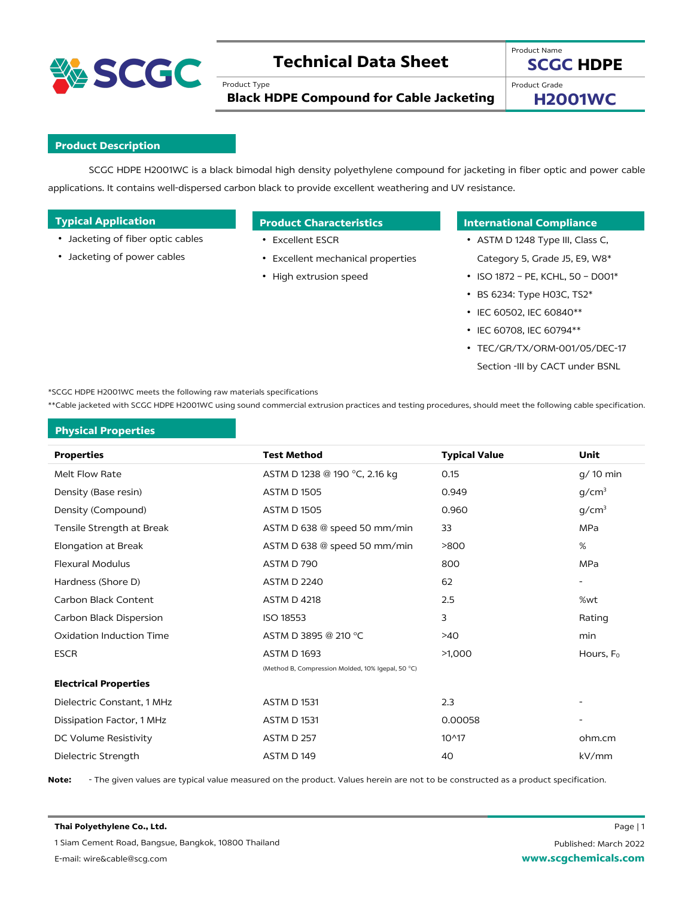# Technical Data Sheet

Product Type
**Black HDPE Compound for Cable Jacketing**

Product Name
**SCGC HDPE**

Product Grade
**H2001WC**

## Product Description

SCGC HDPE H2001WC is a black bimodal high density polyethylene compound for jacketing in fiber optic and power cable applications. It contains well-dispersed carbon black to provide excellent weathering and UV resistance.

## Typical Application

- Jacketing of fiber optic cables
- Jacketing of power cables

## Product Characteristics

- Excellent ESCR
- Excellent mechanical properties
- High extrusion speed

## International Compliance

- ASTM D 1248 Type III, Class C, Category 5, Grade J5, E9, W8*
- ISO 1872 – PE, KCHL, 50 – D001*
- BS 6234: Type H03C, TS2*
- IEC 60502, IEC 60840**
- IEC 60708, IEC 60794**
- TEC/GR/TX/ORM-001/05/DEC-17 Section -III by CACT under BSNL

*SCGC HDPE H2001WC meets the following raw materials specifications

**Cable jacketed with SCGC HDPE H2001WC using sound commercial extrusion practices and testing procedures, should meet the following cable specification.

## Physical Properties

| Properties | Test Method | Typical Value | Unit |
|---|---|---|---|
| Melt Flow Rate | ASTM D 1238 @ 190 °C, 2.16 kg | 0.15 | g/ 10 min |
| Density (Base resin) | ASTM D 1505 | 0.949 | g/cm$^3$ |
| Density (Compound) | ASTM D 1505 | 0.960 | g/cm$^3$ |
| Tensile Strength at Break | ASTM D 638 @ speed 50 mm/min | 33 | MPa |
| Elongation at Break | ASTM D 638 @ speed 50 mm/min | >800 | % |
| Flexural Modulus | ASTM D 790 | 800 | MPa |
| Hardness (Shore D) | ASTM D 2240 | 62 | - |
| Carbon Black Content | ASTM D 4218 | 2.5 | %wt |
| Carbon Black Dispersion | ISO 18553 | 3 | Rating |
| Oxidation Induction Time | ASTM D 3895 @ 210 °C | >40 | min |
| ESCR | ASTM D 1693 (Method B, Compression Molded, 10% Igepal, 50 °C) | >1,000 | Hours, $F_0$ |
| **Electrical Properties** | | | |
| Dielectric Constant, 1 MHz | ASTM D 1531 | 2.3 | - |
| Dissipation Factor, 1 MHz | ASTM D 1531 | 0.00058 | - |
| DC Volume Resistivity | ASTM D 257 | 10^17 | ohm.cm |
| Dielectric Strength | ASTM D 149 | 40 | kV/mm |

**Note:** - The given values are typical value measured on the product. Values herein are not to be constructed as a product specification.

**Thai Polyethylene Co., Ltd.**
1 Siam Cement Road, Bangsue, Bangkok, 10800 Thailand
E-mail: wire&cable@scg.com

Published: March 2022
www.scgchemicals.com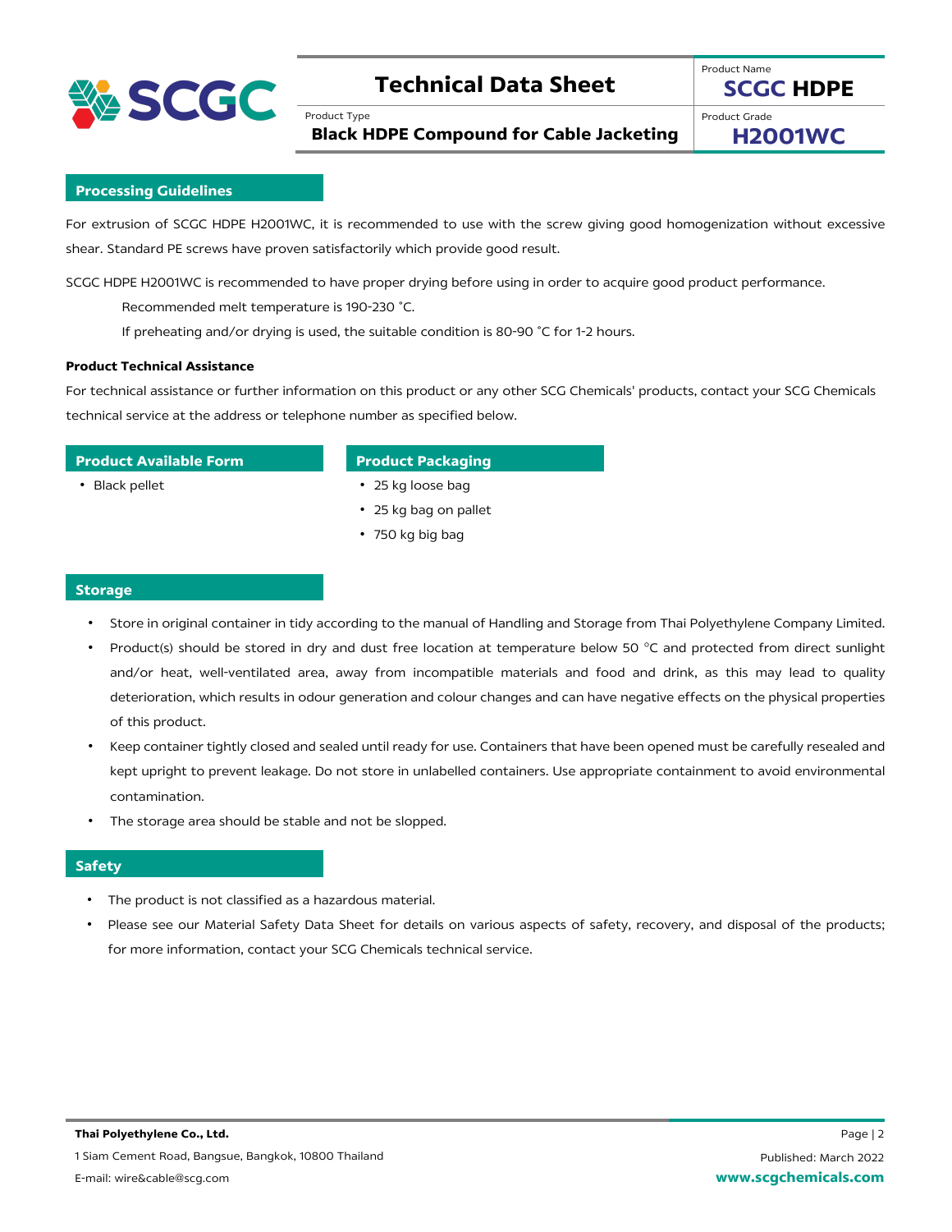## Processing Guidelines

For extrusion of SCGC HDPE H2001WC, it is recommended to use with the screw giving good homogenization without excessive shear. Standard PE screws have proven satisfactorily which provide good result.

SCGC HDPE H2001WC is recommended to have proper drying before using in order to acquire good product performance.

Recommended melt temperature is 190-230 ˚C.

If preheating and/or drying is used, the suitable condition is 80-90 ˚C for 1-2 hours.

**Product Technical Assistance**

For technical assistance or further information on this product or any other SCG Chemicals' products, contact your SCG Chemicals technical service at the address or telephone number as specified below.

## Product Available Form

- Black pellet

## Product Packaging

- 25 kg loose bag
- 25 kg bag on pallet
- 750 kg big bag

## Storage

- Store in original container in tidy according to the manual of Handling and Storage from Thai Polyethylene Company Limited.
- Product(s) should be stored in dry and dust free location at temperature below 50 °C and protected from direct sunlight and/or heat, well-ventilated area, away from incompatible materials and food and drink, as this may lead to quality deterioration, which results in odour generation and colour changes and can have negative effects on the physical properties of this product.
- Keep container tightly closed and sealed until ready for use. Containers that have been opened must be carefully resealed and kept upright to prevent leakage. Do not store in unlabelled containers. Use appropriate containment to avoid environmental contamination.
- The storage area should be stable and not be slopped.

## Safety

- The product is not classified as a hazardous material.
- Please see our Material Safety Data Sheet for details on various aspects of safety, recovery, and disposal of the products; for more information, contact your SCG Chemicals technical service.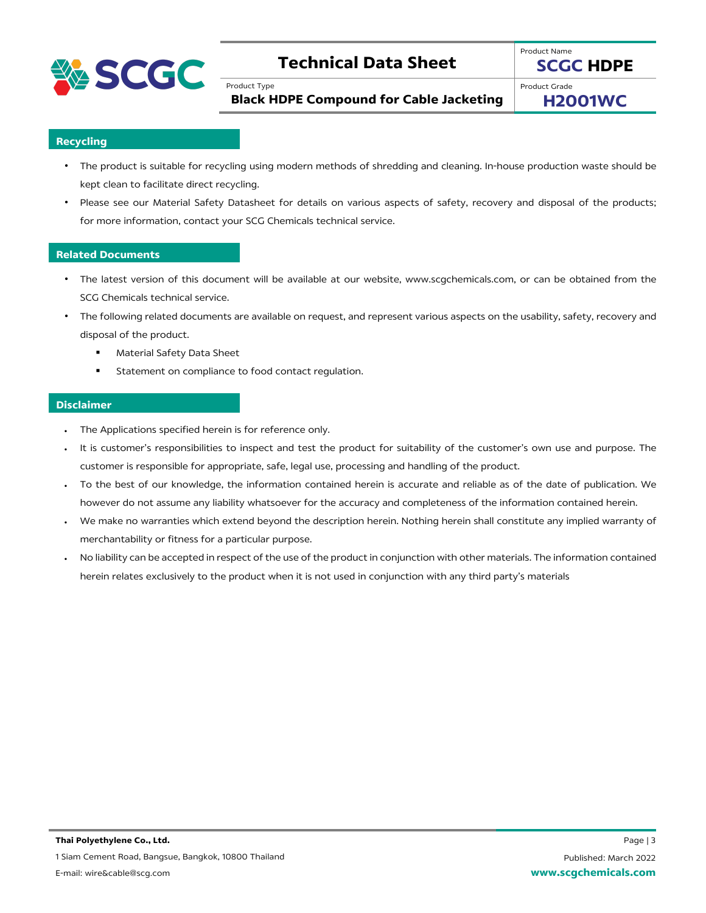## Recycling

- The product is suitable for recycling using modern methods of shredding and cleaning. In-house production waste should be kept clean to facilitate direct recycling.
- Please see our Material Safety Datasheet for details on various aspects of safety, recovery and disposal of the products; for more information, contact your SCG Chemicals technical service.

## Related Documents

- The latest version of this document will be available at our website, www.scgchemicals.com, or can be obtained from the SCG Chemicals technical service.
- The following related documents are available on request, and represent various aspects on the usability, safety, recovery and disposal of the product.
  - Material Safety Data Sheet
  - Statement on compliance to food contact regulation.

## Disclaimer

- The Applications specified herein is for reference only.
- It is customer's responsibilities to inspect and test the product for suitability of the customer's own use and purpose. The customer is responsible for appropriate, safe, legal use, processing and handling of the product.
- To the best of our knowledge, the information contained herein is accurate and reliable as of the date of publication. We however do not assume any liability whatsoever for the accuracy and completeness of the information contained herein.
- We make no warranties which extend beyond the description herein. Nothing herein shall constitute any implied warranty of merchantability or fitness for a particular purpose.
- No liability can be accepted in respect of the use of the product in conjunction with other materials. The information contained herein relates exclusively to the product when it is not used in conjunction with any third party's materials

**Thai Polyethylene Co., Ltd.**

1 Siam Cement Road, Bangsue, Bangkok, 10800 Thailand

E-mail: wire&cable@scg.com

Published: March 2022

**www.scgchemicals.com**